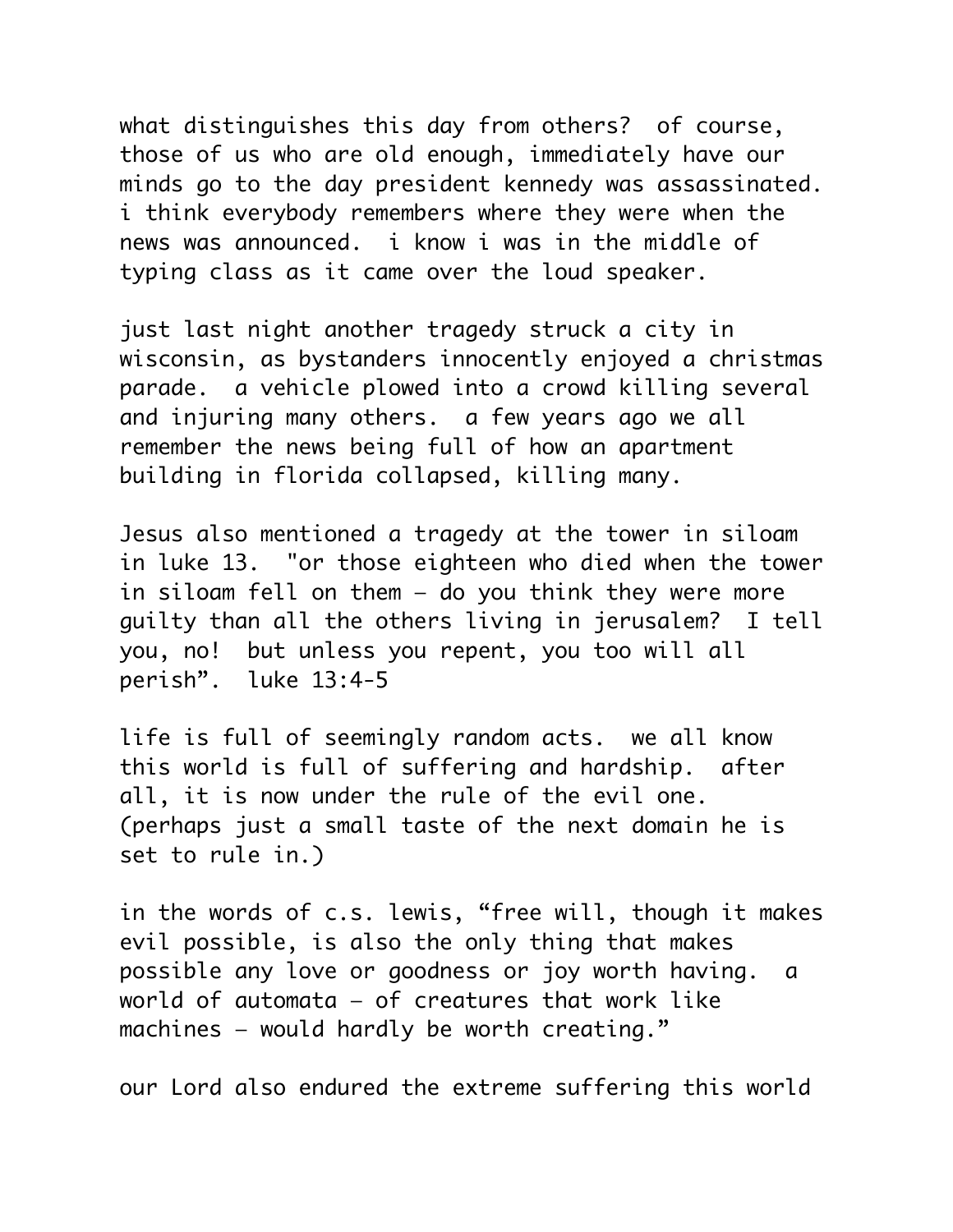what distinguishes this day from others?  of course, those of us who are old enough, immediately have our minds go to the day president kennedy was assassinated.  i think everybody remembers where they were when the news was announced.  i know i was in the middle of typing class as it came over the loud speaker.

just last night another tragedy struck a city in wisconsin, as bystanders innocently enjoyed a christmas parade.  a vehicle plowed into a crowd killing several and injuring many others.  a few years ago we all remember the news being full of how an apartment building in florida collapsed, killing many.

Jesus also mentioned a tragedy at the tower in siloam in luke 13.  "or those eighteen who died when the tower in siloam fell on them – do you think they were more guilty than all the others living in jerusalem?  I tell you, no!  but unless you repent, you too will all perish".  luke 13:4-5

life is full of seemingly random acts.  we all know this world is full of suffering and hardship.  after all, it is now under the rule of the evil one.  (perhaps just a small taste of the next domain he is set to rule in.)

in the words of c.s. lewis, "free will, though it makes evil possible, is also the only thing that makes possible any love or goodness or joy worth having.  a world of automata – of creatures that work like machines – would hardly be worth creating."

our Lord also endured the extreme suffering this world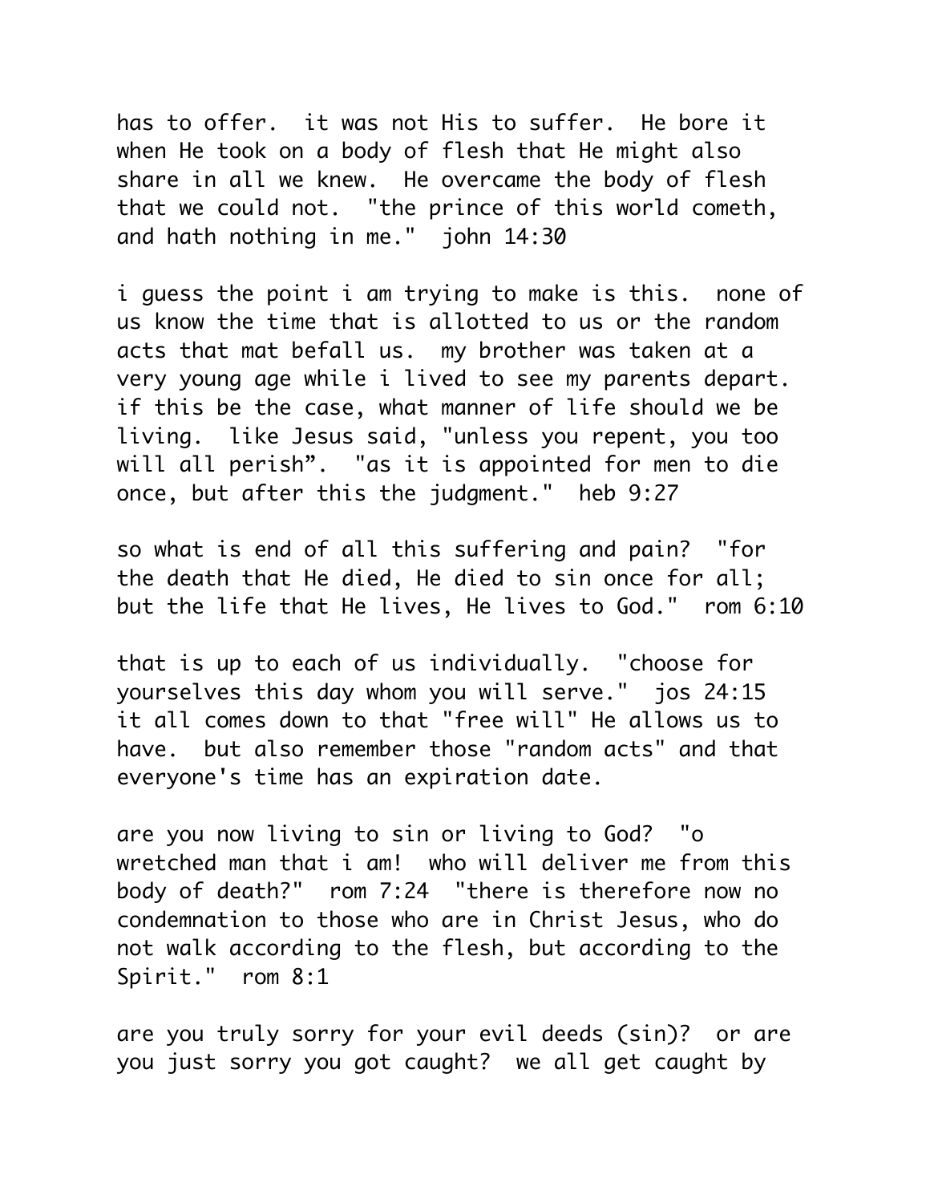has to offer. it was not His to suffer. He bore it when He took on a body of flesh that He might also share in all we knew. He overcame the body of flesh that we could not. "the prince of this world cometh, and hath nothing in me." john 14:30

i guess the point i am trying to make is this. none of us know the time that is allotted to us or the random acts that mat befall us. my brother was taken at a very young age while i lived to see my parents depart. if this be the case, what manner of life should we be living. like Jesus said, "unless you repent, you too will all perish". "as it is appointed for men to die once, but after this the judgment." heb 9:27

so what is end of all this suffering and pain? "for the death that He died, He died to sin once for all; but the life that He lives, He lives to God." rom 6:10

that is up to each of us individually. "choose for yourselves this day whom you will serve." jos 24:15 it all comes down to that "free will" He allows us to have. but also remember those "random acts" and that everyone's time has an expiration date.

are you now living to sin or living to God? "o wretched man that i am! who will deliver me from this body of death?" rom 7:24 "there is therefore now no condemnation to those who are in Christ Jesus, who do not walk according to the flesh, but according to the Spirit." rom 8:1

are you truly sorry for your evil deeds (sin)? or are you just sorry you got caught? we all get caught by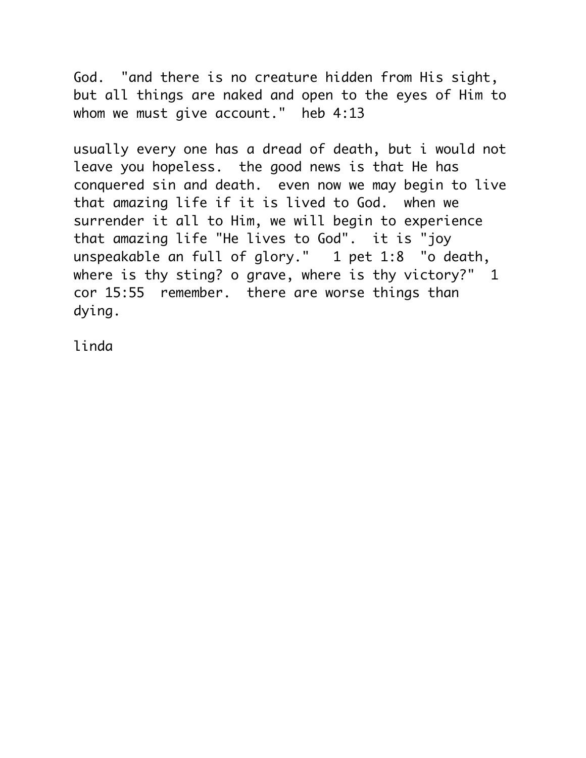God.  "and there is no creature hidden from His sight, but all things are naked and open to the eyes of Him to whom we must give account."  heb 4:13

usually every one has a dread of death, but i would not leave you hopeless.  the good news is that He has conquered sin and death.  even now we may begin to live that amazing life if it is lived to God.  when we surrender it all to Him, we will begin to experience that amazing life "He lives to God".  it is "joy unspeakable an full of glory."   1 pet 1:8  "o death, where is thy sting? o grave, where is thy victory?"  1 cor 15:55  remember.  there are worse things than dying.

linda